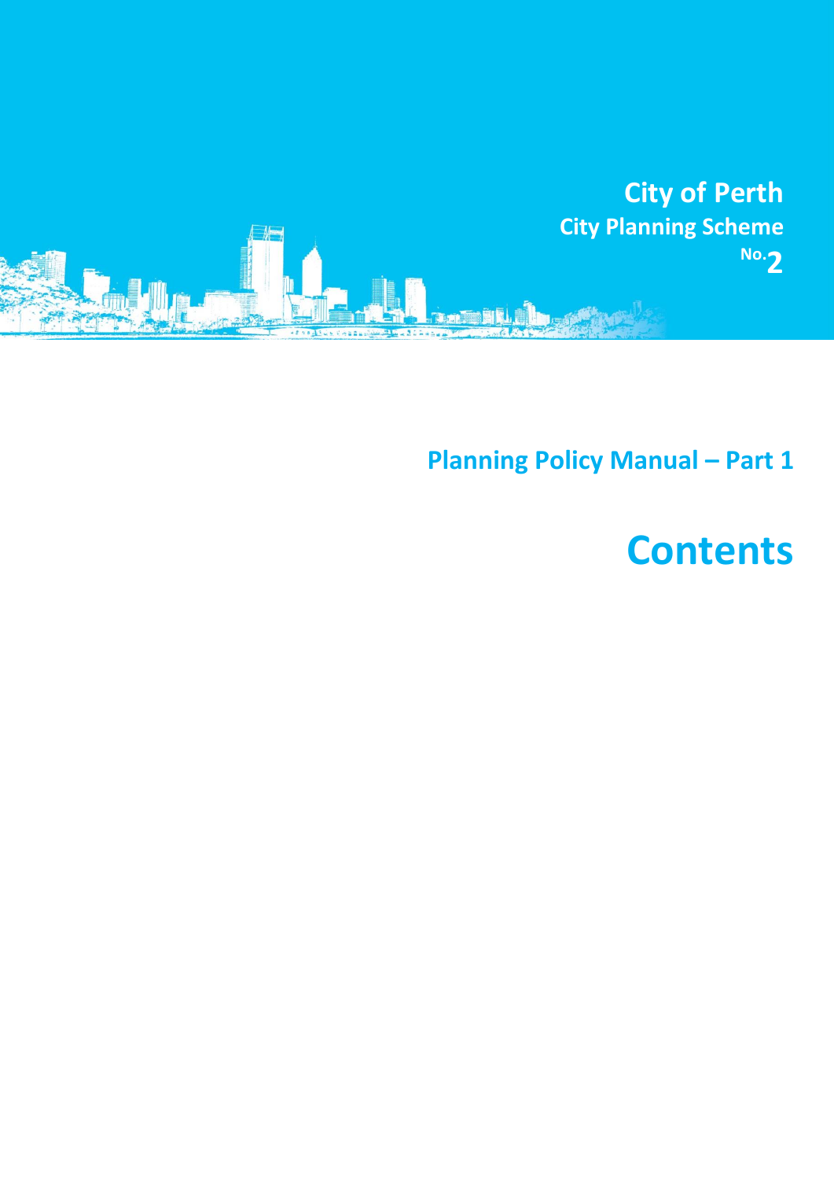# City of Perth

## City Planning Scheme

### No. 2

## Planning Policy Manual – Part 1

# Contents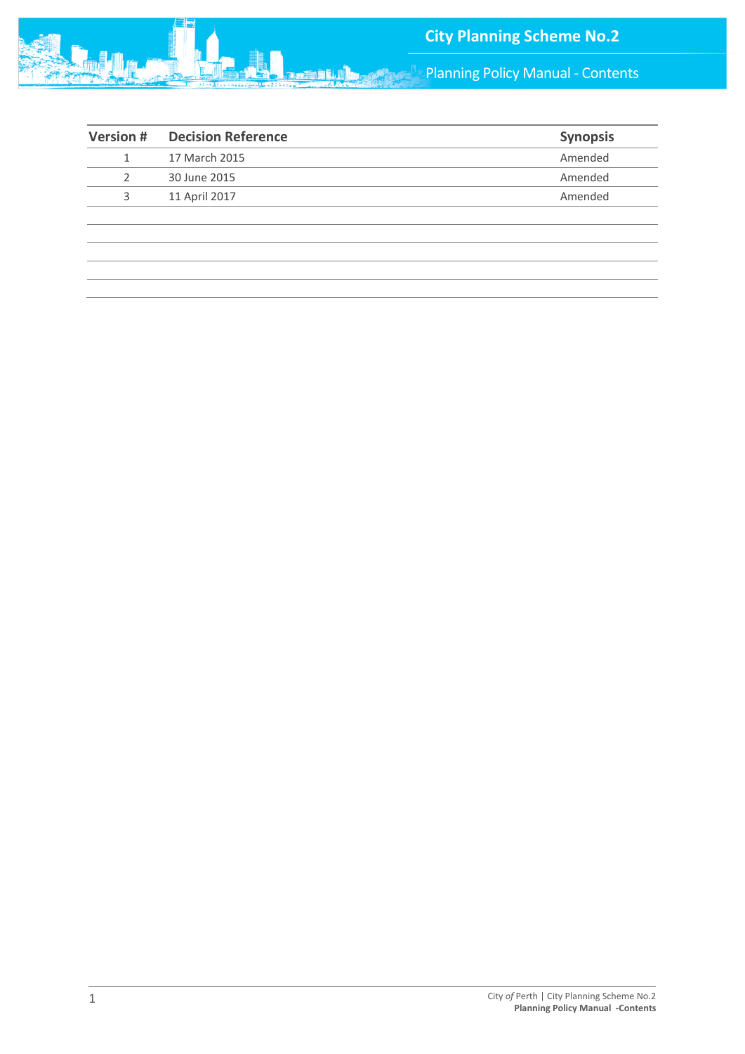| Version # | Decision Reference | Synopsis |
| --- | --- | --- |
| 1 | 17 March 2015 | Amended |
| 2 | 30 June 2015 | Amended |
| 3 | 11 April 2017 | Amended |
| | | |
| | | |
| | | |
| | | |
| | | |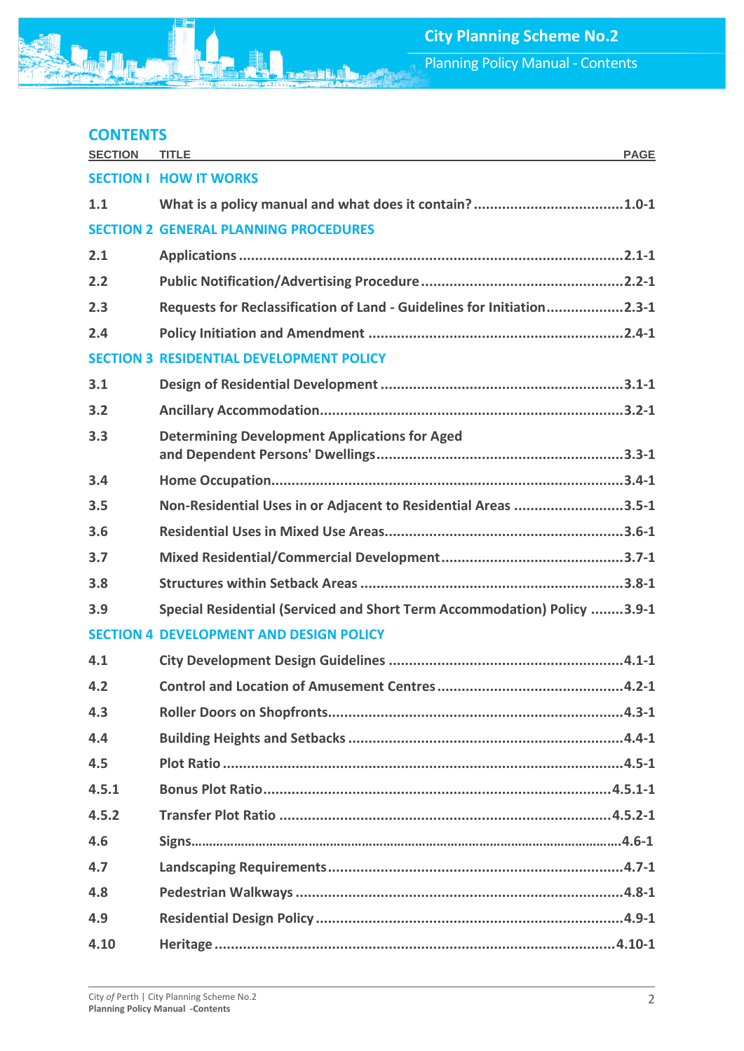# CONTENTS

| SECTION | TITLE | PAGE |
|---|---|---|
| **SECTION I** | **HOW IT WORKS** | |
| 1.1 | What is a policy manual and what does it contain? | 1.0-1 |
| **SECTION 2** | **GENERAL PLANNING PROCEDURES** | |
| 2.1 | Applications | 2.1-1 |
| 2.2 | Public Notification/Advertising Procedure | 2.2-1 |
| 2.3 | Requests for Reclassification of Land - Guidelines for Initiation | 2.3-1 |
| 2.4 | Policy Initiation and Amendment | 2.4-1 |
| **SECTION 3** | **RESIDENTIAL DEVELOPMENT POLICY** | |
| 3.1 | Design of Residential Development | 3.1-1 |
| 3.2 | Ancillary Accommodation | 3.2-1 |
| 3.3 | Determining Development Applications for Aged and Dependent Persons' Dwellings | 3.3-1 |
| 3.4 | Home Occupation | 3.4-1 |
| 3.5 | Non-Residential Uses in or Adjacent to Residential Areas | 3.5-1 |
| 3.6 | Residential Uses in Mixed Use Areas | 3.6-1 |
| 3.7 | Mixed Residential/Commercial Development | 3.7-1 |
| 3.8 | Structures within Setback Areas | 3.8-1 |
| 3.9 | Special Residential (Serviced and Short Term Accommodation) Policy | 3.9-1 |
| **SECTION 4** | **DEVELOPMENT AND DESIGN POLICY** | |
| 4.1 | City Development Design Guidelines | 4.1-1 |
| 4.2 | Control and Location of Amusement Centres | 4.2-1 |
| 4.3 | Roller Doors on Shopfronts | 4.3-1 |
| 4.4 | Building Heights and Setbacks | 4.4-1 |
| 4.5 | Plot Ratio | 4.5-1 |
| 4.5.1 | Bonus Plot Ratio | 4.5.1-1 |
| 4.5.2 | Transfer Plot Ratio | 4.5.2-1 |
| 4.6 | Signs | 4.6-1 |
| 4.7 | Landscaping Requirements | 4.7-1 |
| 4.8 | Pedestrian Walkways | 4.8-1 |
| 4.9 | Residential Design Policy | 4.9-1 |
| 4.10 | Heritage | 4.10-1 |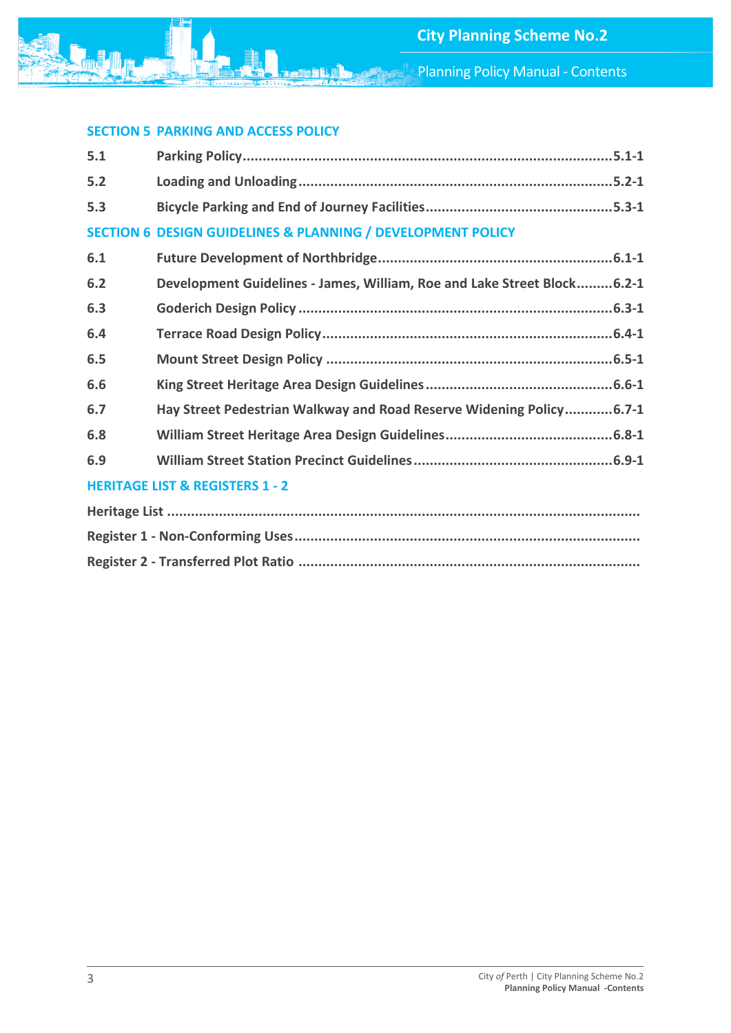## SECTION 5 PARKING AND ACCESS POLICY

| | | |
|---|---|---|
| 5.1 | Parking Policy | 5.1-1 |
| 5.2 | Loading and Unloading | 5.2-1 |
| 5.3 | Bicycle Parking and End of Journey Facilities | 5.3-1 |

## SECTION 6 DESIGN GUIDELINES & PLANNING / DEVELOPMENT POLICY

| | | |
|---|---|---|
| 6.1 | Future Development of Northbridge | 6.1-1 |
| 6.2 | Development Guidelines - James, William, Roe and Lake Street Block | 6.2-1 |
| 6.3 | Goderich Design Policy | 6.3-1 |
| 6.4 | Terrace Road Design Policy | 6.4-1 |
| 6.5 | Mount Street Design Policy | 6.5-1 |
| 6.6 | King Street Heritage Area Design Guidelines | 6.6-1 |
| 6.7 | Hay Street Pedestrian Walkway and Road Reserve Widening Policy | 6.7-1 |
| 6.8 | William Street Heritage Area Design Guidelines | 6.8-1 |
| 6.9 | William Street Station Precinct Guidelines | 6.9-1 |

## HERITAGE LIST & REGISTERS 1 - 2

**Heritage List**

**Register 1 - Non-Conforming Uses**

**Register 2 - Transferred Plot Ratio**